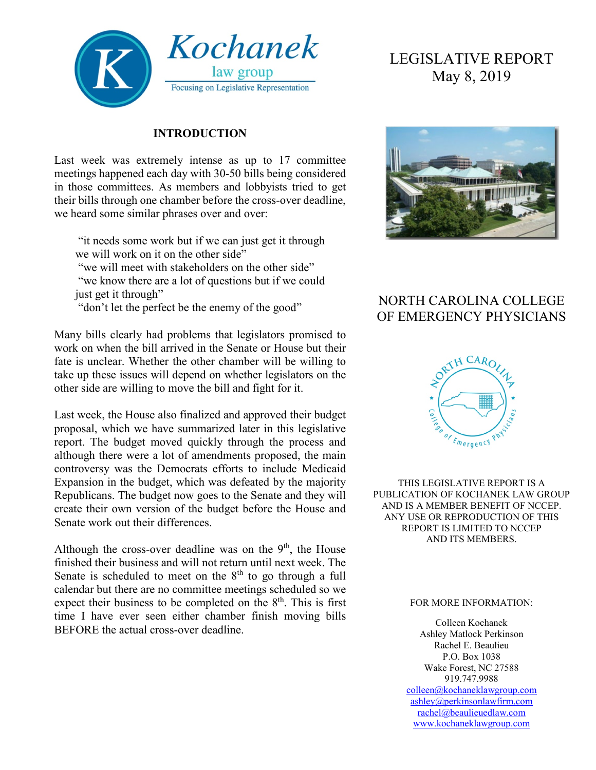Kochanek law group

Focusing on Legislative Representation

# LEGISLATIVE REPORT
May 8, 2019

## INTRODUCTION

Last week was extremely intense as up to 17 committee meetings happened each day with 30-50 bills being considered in those committees. As members and lobbyists tried to get their bills through one chamber before the cross-over deadline, we heard some similar phrases over and over:

> "it needs some work but if we can just get it through we will work on it on the other side"
> "we will meet with stakeholders on the other side"
> "we know there are a lot of questions but if we could just get it through"
> "don't let the perfect be the enemy of the good"

Many bills clearly had problems that legislators promised to work on when the bill arrived in the Senate or House but their fate is unclear. Whether the other chamber will be willing to take up these issues will depend on whether legislators on the other side are willing to move the bill and fight for it.

Last week, the House also finalized and approved their budget proposal, which we have summarized later in this legislative report. The budget moved quickly through the process and although there were a lot of amendments proposed, the main controversy was the Democrats efforts to include Medicaid Expansion in the budget, which was defeated by the majority Republicans. The budget now goes to the Senate and they will create their own version of the budget before the House and Senate work out their differences.

Although the cross-over deadline was on the 9th, the House finished their business and will not return until next week. The Senate is scheduled to meet on the 8th to go through a full calendar but there are no committee meetings scheduled so we expect their business to be completed on the 8th. This is first time I have ever seen either chamber finish moving bills BEFORE the actual cross-over deadline.

NORTH CAROLINA COLLEGE OF EMERGENCY PHYSICIANS

North Carolina College of Emergency Physicians

THIS LEGISLATIVE REPORT IS A PUBLICATION OF KOCHANEK LAW GROUP AND IS A MEMBER BENEFIT OF NCCEP. ANY USE OR REPRODUCTION OF THIS REPORT IS LIMITED TO NCCEP AND ITS MEMBERS.

FOR MORE INFORMATION:

Colleen Kochanek
Ashley Matlock Perkinson
Rachel E. Beaulieu
P.O. Box 1038
Wake Forest, NC 27588
919.747.9988
colleen@kochaneklawgroup.com
ashley@perkinsonlawfirm.com
rachel@beaulieuedlaw.com
www.kochaneklawgroup.com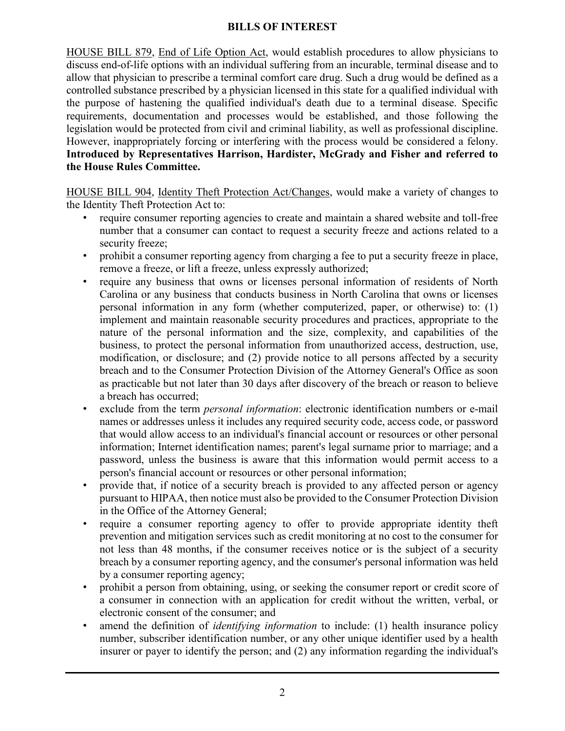## BILLS OF INTEREST

HOUSE BILL 879, End of Life Option Act, would establish procedures to allow physicians to discuss end-of-life options with an individual suffering from an incurable, terminal disease and to allow that physician to prescribe a terminal comfort care drug. Such a drug would be defined as a controlled substance prescribed by a physician licensed in this state for a qualified individual with the purpose of hastening the qualified individual's death due to a terminal disease. Specific requirements, documentation and processes would be established, and those following the legislation would be protected from civil and criminal liability, as well as professional discipline. However, inappropriately forcing or interfering with the process would be considered a felony. **Introduced by Representatives Harrison, Hardister, McGrady and Fisher and referred to the House Rules Committee.**

HOUSE BILL 904, Identity Theft Protection Act/Changes, would make a variety of changes to the Identity Theft Protection Act to:

- require consumer reporting agencies to create and maintain a shared website and toll-free number that a consumer can contact to request a security freeze and actions related to a security freeze;
- prohibit a consumer reporting agency from charging a fee to put a security freeze in place, remove a freeze, or lift a freeze, unless expressly authorized;
- require any business that owns or licenses personal information of residents of North Carolina or any business that conducts business in North Carolina that owns or licenses personal information in any form (whether computerized, paper, or otherwise) to: (1) implement and maintain reasonable security procedures and practices, appropriate to the nature of the personal information and the size, complexity, and capabilities of the business, to protect the personal information from unauthorized access, destruction, use, modification, or disclosure; and (2) provide notice to all persons affected by a security breach and to the Consumer Protection Division of the Attorney General's Office as soon as practicable but not later than 30 days after discovery of the breach or reason to believe a breach has occurred;
- exclude from the term *personal information*: electronic identification numbers or e-mail names or addresses unless it includes any required security code, access code, or password that would allow access to an individual's financial account or resources or other personal information; Internet identification names; parent's legal surname prior to marriage; and a password, unless the business is aware that this information would permit access to a person's financial account or resources or other personal information;
- provide that, if notice of a security breach is provided to any affected person or agency pursuant to HIPAA, then notice must also be provided to the Consumer Protection Division in the Office of the Attorney General;
- require a consumer reporting agency to offer to provide appropriate identity theft prevention and mitigation services such as credit monitoring at no cost to the consumer for not less than 48 months, if the consumer receives notice or is the subject of a security breach by a consumer reporting agency, and the consumer's personal information was held by a consumer reporting agency;
- prohibit a person from obtaining, using, or seeking the consumer report or credit score of a consumer in connection with an application for credit without the written, verbal, or electronic consent of the consumer; and
- amend the definition of *identifying information* to include: (1) health insurance policy number, subscriber identification number, or any other unique identifier used by a health insurer or payer to identify the person; and (2) any information regarding the individual's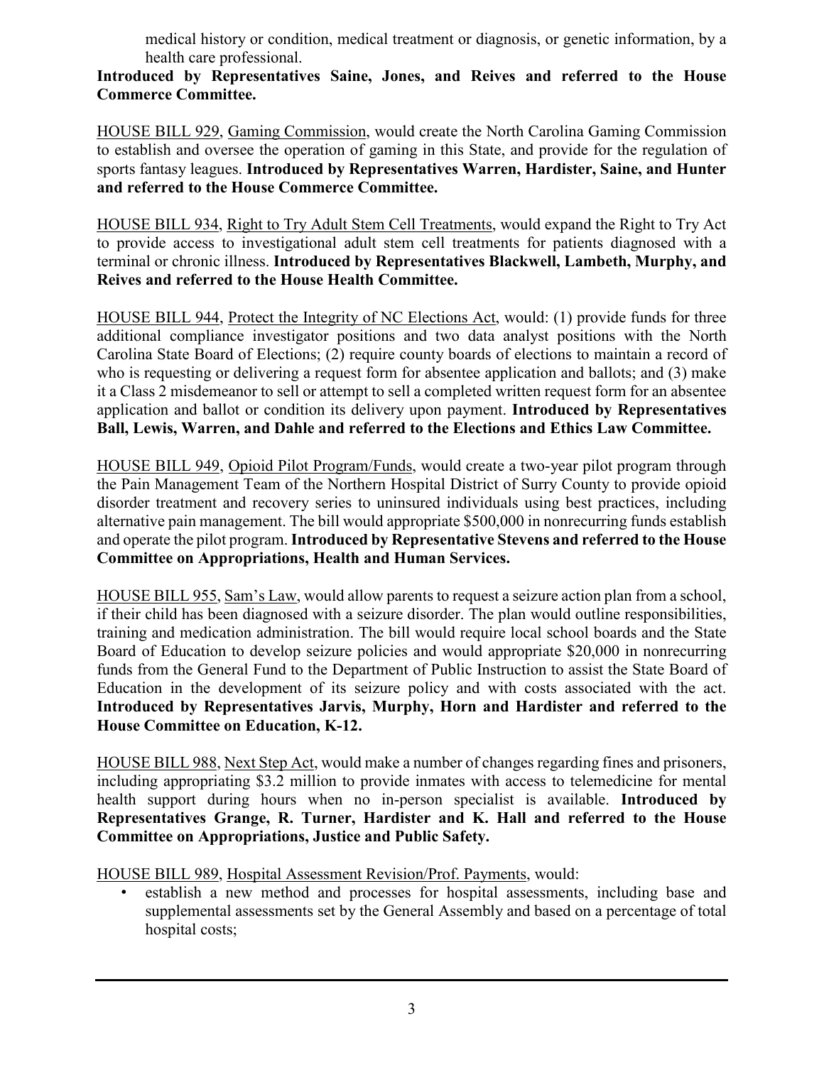medical history or condition, medical treatment or diagnosis, or genetic information, by a health care professional.

**Introduced by Representatives Saine, Jones, and Reives and referred to the House Commerce Committee.**

HOUSE BILL 929, Gaming Commission, would create the North Carolina Gaming Commission to establish and oversee the operation of gaming in this State, and provide for the regulation of sports fantasy leagues. **Introduced by Representatives Warren, Hardister, Saine, and Hunter and referred to the House Commerce Committee.**

HOUSE BILL 934, Right to Try Adult Stem Cell Treatments, would expand the Right to Try Act to provide access to investigational adult stem cell treatments for patients diagnosed with a terminal or chronic illness. **Introduced by Representatives Blackwell, Lambeth, Murphy, and Reives and referred to the House Health Committee.**

HOUSE BILL 944, Protect the Integrity of NC Elections Act, would: (1) provide funds for three additional compliance investigator positions and two data analyst positions with the North Carolina State Board of Elections; (2) require county boards of elections to maintain a record of who is requesting or delivering a request form for absentee application and ballots; and (3) make it a Class 2 misdemeanor to sell or attempt to sell a completed written request form for an absentee application and ballot or condition its delivery upon payment. **Introduced by Representatives Ball, Lewis, Warren, and Dahle and referred to the Elections and Ethics Law Committee.**

HOUSE BILL 949, Opioid Pilot Program/Funds, would create a two-year pilot program through the Pain Management Team of the Northern Hospital District of Surry County to provide opioid disorder treatment and recovery series to uninsured individuals using best practices, including alternative pain management. The bill would appropriate $500,000 in nonrecurring funds establish and operate the pilot program. **Introduced by Representative Stevens and referred to the House Committee on Appropriations, Health and Human Services.**

HOUSE BILL 955, Sam's Law, would allow parents to request a seizure action plan from a school, if their child has been diagnosed with a seizure disorder. The plan would outline responsibilities, training and medication administration. The bill would require local school boards and the State Board of Education to develop seizure policies and would appropriate $20,000 in nonrecurring funds from the General Fund to the Department of Public Instruction to assist the State Board of Education in the development of its seizure policy and with costs associated with the act. **Introduced by Representatives Jarvis, Murphy, Horn and Hardister and referred to the House Committee on Education, K-12.**

HOUSE BILL 988, Next Step Act, would make a number of changes regarding fines and prisoners, including appropriating $3.2 million to provide inmates with access to telemedicine for mental health support during hours when no in-person specialist is available. **Introduced by Representatives Grange, R. Turner, Hardister and K. Hall and referred to the House Committee on Appropriations, Justice and Public Safety.**

HOUSE BILL 989, Hospital Assessment Revision/Prof. Payments, would:

- establish a new method and processes for hospital assessments, including base and supplemental assessments set by the General Assembly and based on a percentage of total hospital costs;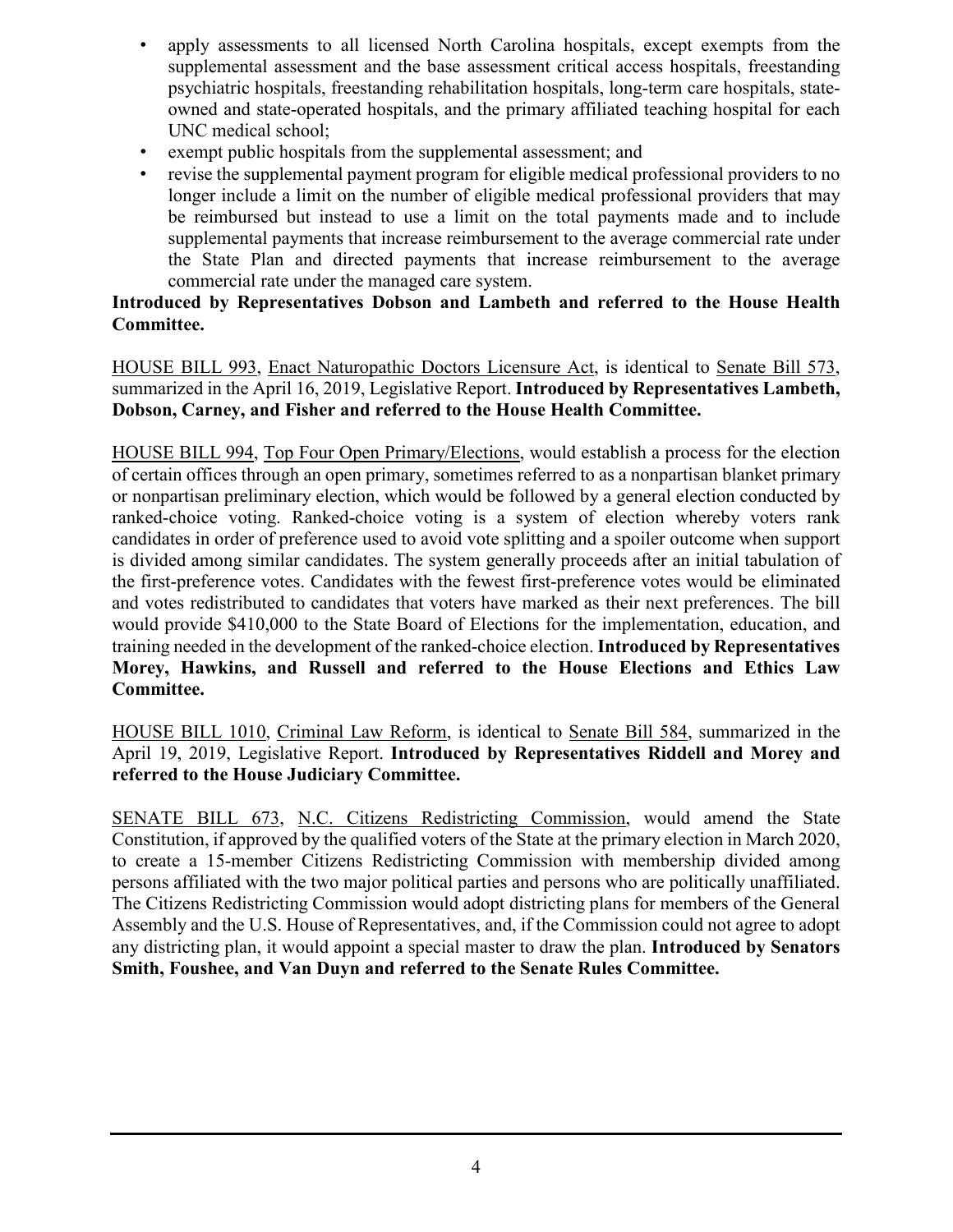- apply assessments to all licensed North Carolina hospitals, except exempts from the supplemental assessment and the base assessment critical access hospitals, freestanding psychiatric hospitals, freestanding rehabilitation hospitals, long-term care hospitals, state-owned and state-operated hospitals, and the primary affiliated teaching hospital for each UNC medical school;
- exempt public hospitals from the supplemental assessment; and
- revise the supplemental payment program for eligible medical professional providers to no longer include a limit on the number of eligible medical professional providers that may be reimbursed but instead to use a limit on the total payments made and to include supplemental payments that increase reimbursement to the average commercial rate under the State Plan and directed payments that increase reimbursement to the average commercial rate under the managed care system.

**Introduced by Representatives Dobson and Lambeth and referred to the House Health Committee.**

HOUSE BILL 993, Enact Naturopathic Doctors Licensure Act, is identical to Senate Bill 573, summarized in the April 16, 2019, Legislative Report. **Introduced by Representatives Lambeth, Dobson, Carney, and Fisher and referred to the House Health Committee.**

HOUSE BILL 994, Top Four Open Primary/Elections, would establish a process for the election of certain offices through an open primary, sometimes referred to as a nonpartisan blanket primary or nonpartisan preliminary election, which would be followed by a general election conducted by ranked-choice voting. Ranked-choice voting is a system of election whereby voters rank candidates in order of preference used to avoid vote splitting and a spoiler outcome when support is divided among similar candidates. The system generally proceeds after an initial tabulation of the first-preference votes. Candidates with the fewest first-preference votes would be eliminated and votes redistributed to candidates that voters have marked as their next preferences. The bill would provide $410,000 to the State Board of Elections for the implementation, education, and training needed in the development of the ranked-choice election. **Introduced by Representatives Morey, Hawkins, and Russell and referred to the House Elections and Ethics Law Committee.**

HOUSE BILL 1010, Criminal Law Reform, is identical to Senate Bill 584, summarized in the April 19, 2019, Legislative Report. **Introduced by Representatives Riddell and Morey and referred to the House Judiciary Committee.**

SENATE BILL 673, N.C. Citizens Redistricting Commission, would amend the State Constitution, if approved by the qualified voters of the State at the primary election in March 2020, to create a 15-member Citizens Redistricting Commission with membership divided among persons affiliated with the two major political parties and persons who are politically unaffiliated. The Citizens Redistricting Commission would adopt districting plans for members of the General Assembly and the U.S. House of Representatives, and, if the Commission could not agree to adopt any districting plan, it would appoint a special master to draw the plan. **Introduced by Senators Smith, Foushee, and Van Duyn and referred to the Senate Rules Committee.**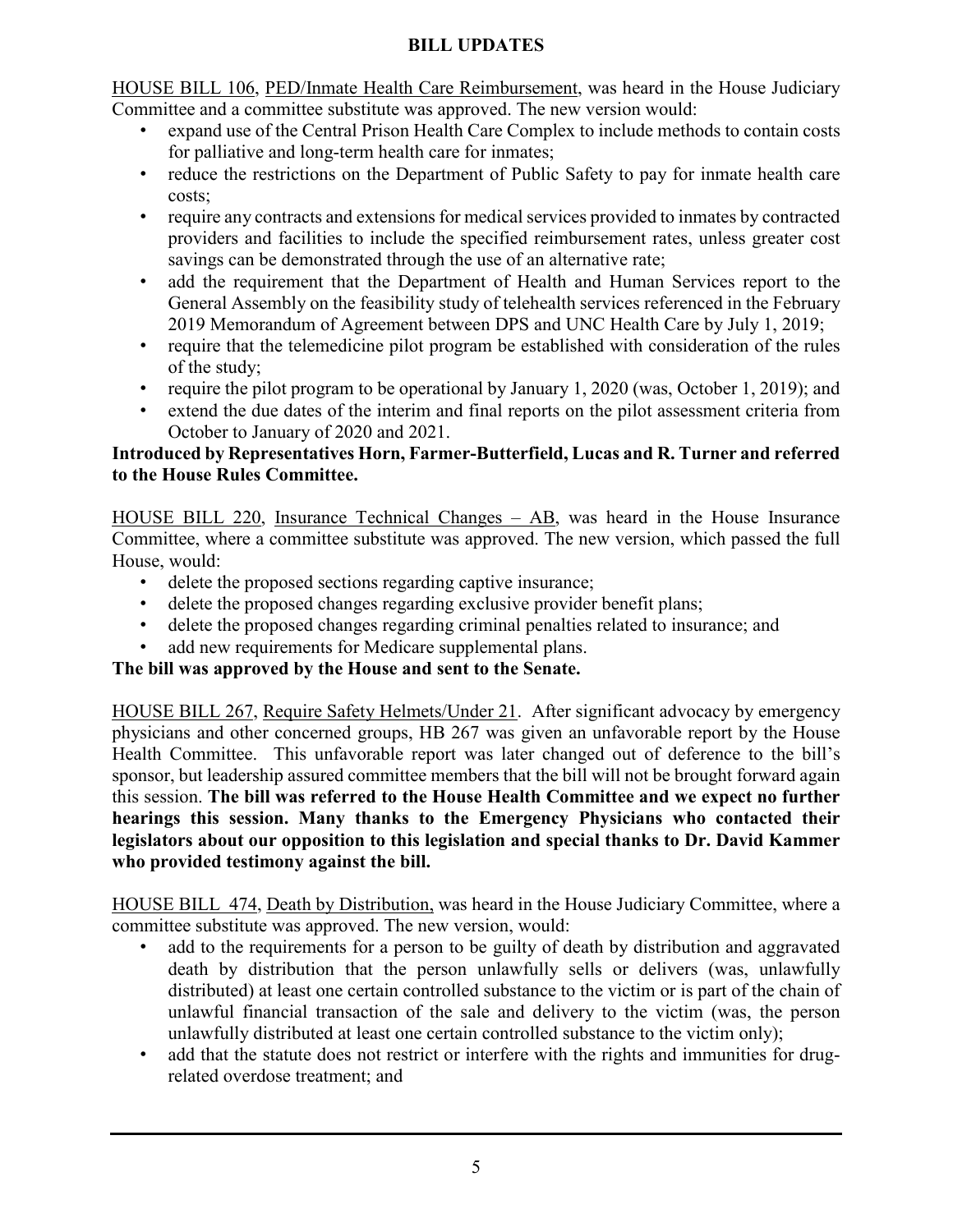## BILL UPDATES

HOUSE BILL 106, PED/Inmate Health Care Reimbursement, was heard in the House Judiciary Committee and a committee substitute was approved. The new version would:

- expand use of the Central Prison Health Care Complex to include methods to contain costs for palliative and long-term health care for inmates;
- reduce the restrictions on the Department of Public Safety to pay for inmate health care costs;
- require any contracts and extensions for medical services provided to inmates by contracted providers and facilities to include the specified reimbursement rates, unless greater cost savings can be demonstrated through the use of an alternative rate;
- add the requirement that the Department of Health and Human Services report to the General Assembly on the feasibility study of telehealth services referenced in the February 2019 Memorandum of Agreement between DPS and UNC Health Care by July 1, 2019;
- require that the telemedicine pilot program be established with consideration of the rules of the study;
- require the pilot program to be operational by January 1, 2020 (was, October 1, 2019); and
- extend the due dates of the interim and final reports on the pilot assessment criteria from October to January of 2020 and 2021.

**Introduced by Representatives Horn, Farmer-Butterfield, Lucas and R. Turner and referred to the House Rules Committee.**

HOUSE BILL 220, Insurance Technical Changes – AB, was heard in the House Insurance Committee, where a committee substitute was approved. The new version, which passed the full House, would:

- delete the proposed sections regarding captive insurance;
- delete the proposed changes regarding exclusive provider benefit plans;
- delete the proposed changes regarding criminal penalties related to insurance; and
- add new requirements for Medicare supplemental plans.

**The bill was approved by the House and sent to the Senate.**

HOUSE BILL 267, Require Safety Helmets/Under 21. After significant advocacy by emergency physicians and other concerned groups, HB 267 was given an unfavorable report by the House Health Committee. This unfavorable report was later changed out of deference to the bill's sponsor, but leadership assured committee members that the bill will not be brought forward again this session. **The bill was referred to the House Health Committee and we expect no further hearings this session. Many thanks to the Emergency Physicians who contacted their legislators about our opposition to this legislation and special thanks to Dr. David Kammer who provided testimony against the bill.**

HOUSE BILL 474, Death by Distribution, was heard in the House Judiciary Committee, where a committee substitute was approved. The new version, would:

- add to the requirements for a person to be guilty of death by distribution and aggravated death by distribution that the person unlawfully sells or delivers (was, unlawfully distributed) at least one certain controlled substance to the victim or is part of the chain of unlawful financial transaction of the sale and delivery to the victim (was, the person unlawfully distributed at least one certain controlled substance to the victim only);
- add that the statute does not restrict or interfere with the rights and immunities for drug-related overdose treatment; and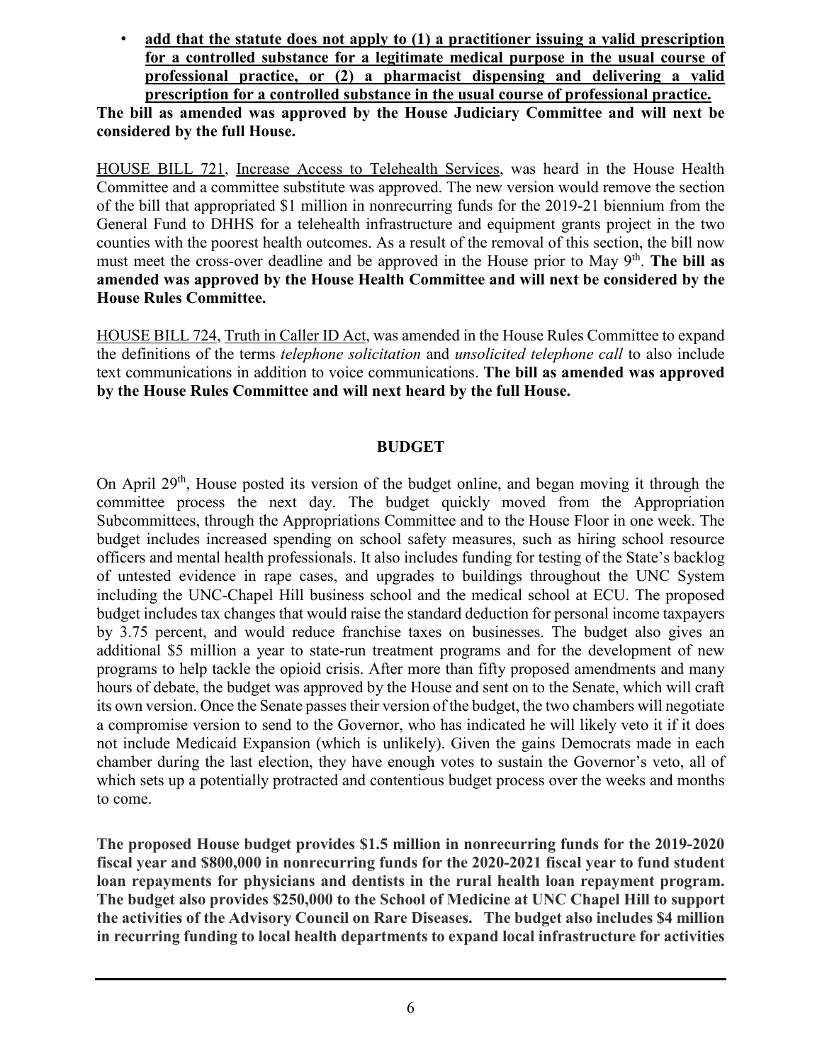- **add that the statute does not apply to (1) a practitioner issuing a valid prescription for a controlled substance for a legitimate medical purpose in the usual course of professional practice, or (2) a pharmacist dispensing and delivering a valid prescription for a controlled substance in the usual course of professional practice.**

**The bill as amended was approved by the House Judiciary Committee and will next be considered by the full House.**

HOUSE BILL 721, Increase Access to Telehealth Services, was heard in the House Health Committee and a committee substitute was approved. The new version would remove the section of the bill that appropriated $1 million in nonrecurring funds for the 2019-21 biennium from the General Fund to DHHS for a telehealth infrastructure and equipment grants project in the two counties with the poorest health outcomes. As a result of the removal of this section, the bill now must meet the cross-over deadline and be approved in the House prior to May 9th. **The bill as amended was approved by the House Health Committee and will next be considered by the House Rules Committee.**

HOUSE BILL 724, Truth in Caller ID Act, was amended in the House Rules Committee to expand the definitions of the terms *telephone solicitation* and *unsolicited telephone call* to also include text communications in addition to voice communications. **The bill as amended was approved by the House Rules Committee and will next heard by the full House.**

## BUDGET

On April 29th, House posted its version of the budget online, and began moving it through the committee process the next day. The budget quickly moved from the Appropriation Subcommittees, through the Appropriations Committee and to the House Floor in one week. The budget includes increased spending on school safety measures, such as hiring school resource officers and mental health professionals. It also includes funding for testing of the State's backlog of untested evidence in rape cases, and upgrades to buildings throughout the UNC System including the UNC-Chapel Hill business school and the medical school at ECU. The proposed budget includes tax changes that would raise the standard deduction for personal income taxpayers by 3.75 percent, and would reduce franchise taxes on businesses. The budget also gives an additional $5 million a year to state-run treatment programs and for the development of new programs to help tackle the opioid crisis. After more than fifty proposed amendments and many hours of debate, the budget was approved by the House and sent on to the Senate, which will craft its own version. Once the Senate passes their version of the budget, the two chambers will negotiate a compromise version to send to the Governor, who has indicated he will likely veto it if it does not include Medicaid Expansion (which is unlikely). Given the gains Democrats made in each chamber during the last election, they have enough votes to sustain the Governor's veto, all of which sets up a potentially protracted and contentious budget process over the weeks and months to come.

**The proposed House budget provides $1.5 million in nonrecurring funds for the 2019-2020 fiscal year and $800,000 in nonrecurring funds for the 2020-2021 fiscal year to fund student loan repayments for physicians and dentists in the rural health loan repayment program. The budget also provides $250,000 to the School of Medicine at UNC Chapel Hill to support the activities of the Advisory Council on Rare Diseases. The budget also includes $4 million in recurring funding to local health departments to expand local infrastructure for activities**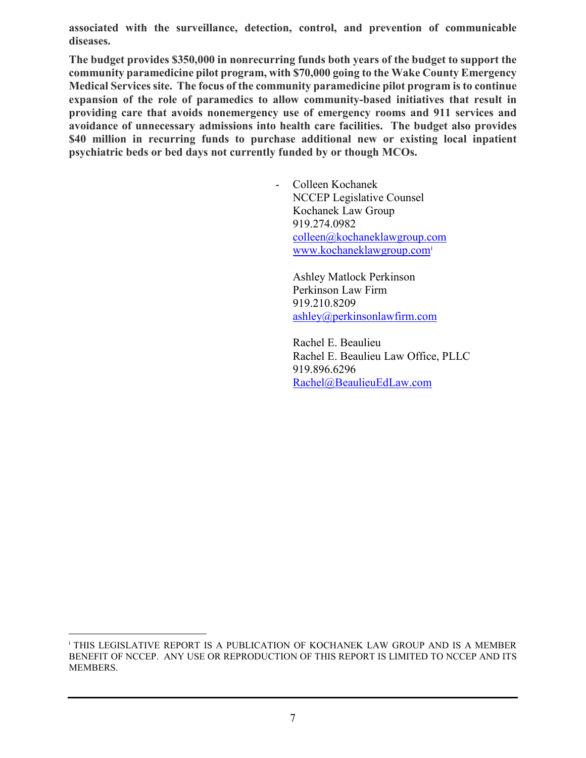**associated with the surveillance, detection, control, and prevention of communicable diseases.**

**The budget provides $350,000 in nonrecurring funds both years of the budget to support the community paramedicine pilot program, with $70,000 going to the Wake County Emergency Medical Services site. The focus of the community paramedicine pilot program is to continue expansion of the role of paramedics to allow community-based initiatives that result in providing care that avoids nonemergency use of emergency rooms and 911 services and avoidance of unnecessary admissions into health care facilities. The budget also provides $40 million in recurring funds to purchase additional new or existing local inpatient psychiatric beds or bed days not currently funded by or though MCOs.**

\- Colleen Kochanek  
NCCEP Legislative Counsel  
Kochanek Law Group  
919.274.0982  
colleen@kochaneklawgroup.com  
www.kochaneklawgroup.com[i]

Ashley Matlock Perkinson  
Perkinson Law Firm  
919.210.8209  
ashley@perkinsonlawfirm.com

Rachel E. Beaulieu  
Rachel E. Beaulieu Law Office, PLLC  
919.896.6296  
Rachel@BeaulieuEdLaw.com

---

[i] THIS LEGISLATIVE REPORT IS A PUBLICATION OF KOCHANEK LAW GROUP AND IS A MEMBER BENEFIT OF NCCEP. ANY USE OR REPRODUCTION OF THIS REPORT IS LIMITED TO NCCEP AND ITS MEMBERS.